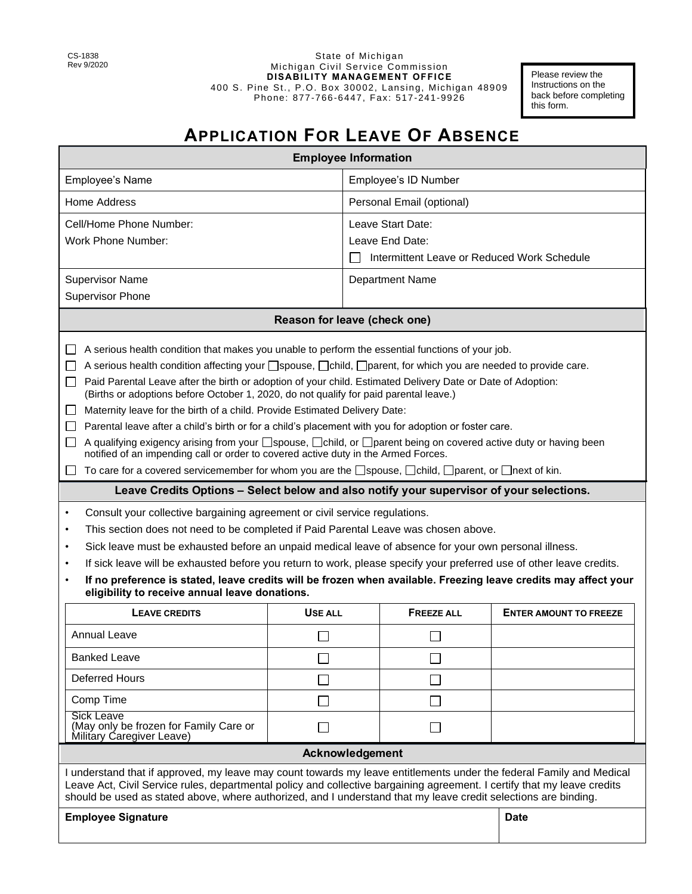CS-1838
Rev 9/2020

State of Michigan
Michigan Civil Service Commission
**DISABILITY MANAGEMENT OFFICE**
400 S. Pine St., P.O. Box 30002, Lansing, Michigan 48909
Phone: 877-766-6447, Fax: 517-241-9926

Please review the Instructions on the back before completing this form.

# APPLICATION FOR LEAVE OF ABSENCE

## Employee Information

| | |
|---|---|
| Employee's Name | Employee's ID Number |
| Home Address | Personal Email (optional) |
| Cell/Home Phone Number:<br>Work Phone Number: | Leave Start Date:<br>Leave End Date:<br>☐ Intermittent Leave or Reduced Work Schedule |
| Supervisor Name<br>Supervisor Phone | Department Name |

## Reason for leave (check one)

- ☐ A serious health condition that makes you unable to perform the essential functions of your job.
- ☐ A serious health condition affecting your ☐spouse, ☐child, ☐parent, for which you are needed to provide care.
- ☐ Paid Parental Leave after the birth or adoption of your child. Estimated Delivery Date or Date of Adoption: (Births or adoptions before October 1, 2020, do not qualify for paid parental leave.)
- ☐ Maternity leave for the birth of a child. Provide Estimated Delivery Date:
- ☐ Parental leave after a child's birth or for a child's placement with you for adoption or foster care.
- ☐ A qualifying exigency arising from your ☐spouse, ☐child, or ☐parent being on covered active duty or having been notified of an impending call or order to covered active duty in the Armed Forces.
- ☐ To care for a covered servicemember for whom you are the ☐spouse, ☐child, ☐parent, or ☐next of kin.

## Leave Credits Options – Select below and also notify your supervisor of your selections.

- Consult your collective bargaining agreement or civil service regulations.
- This section does not need to be completed if Paid Parental Leave was chosen above.
- Sick leave must be exhausted before an unpaid medical leave of absence for your own personal illness.
- If sick leave will be exhausted before you return to work, please specify your preferred use of other leave credits.
- **If no preference is stated, leave credits will be frozen when available. Freezing leave credits may affect your eligibility to receive annual leave donations.**

| LEAVE CREDITS | USE ALL | FREEZE ALL | ENTER AMOUNT TO FREEZE |
|---|---|---|---|
| Annual Leave | ☐ | ☐ | |
| Banked Leave | ☐ | ☐ | |
| Deferred Hours | ☐ | ☐ | |
| Comp Time | ☐ | ☐ | |
| Sick Leave (May only be frozen for Family Care or Military Caregiver Leave) | ☐ | ☐ | |

## Acknowledgement

I understand that if approved, my leave may count towards my leave entitlements under the federal Family and Medical Leave Act, Civil Service rules, departmental policy and collective bargaining agreement. I certify that my leave credits should be used as stated above, where authorized, and I understand that my leave credit selections are binding.

| **Employee Signature** | **Date** |
|---|---|
| | |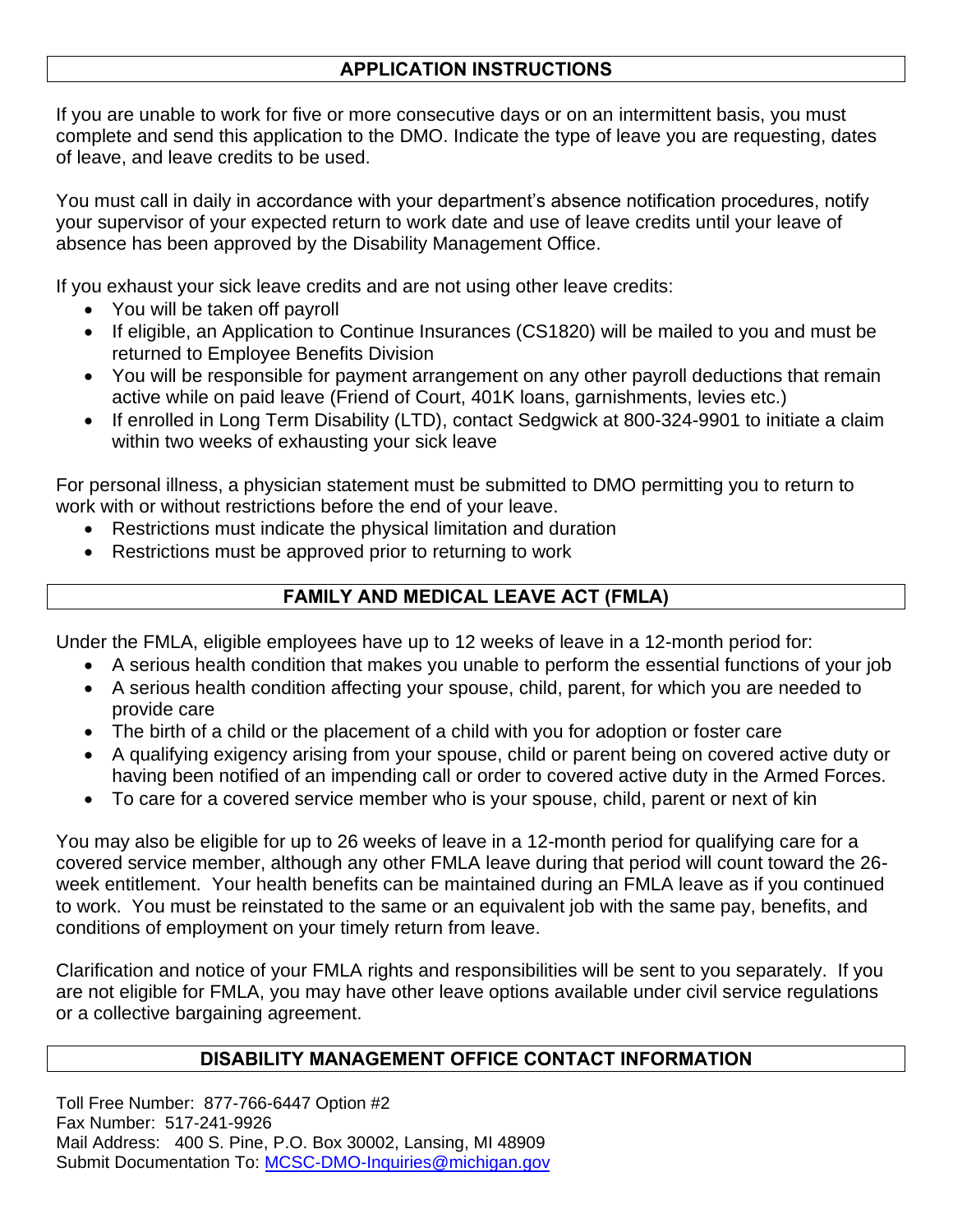## APPLICATION INSTRUCTIONS

If you are unable to work for five or more consecutive days or on an intermittent basis, you must complete and send this application to the DMO. Indicate the type of leave you are requesting, dates of leave, and leave credits to be used.

You must call in daily in accordance with your department's absence notification procedures, notify your supervisor of your expected return to work date and use of leave credits until your leave of absence has been approved by the Disability Management Office.

If you exhaust your sick leave credits and are not using other leave credits:

- You will be taken off payroll
- If eligible, an Application to Continue Insurances (CS1820) will be mailed to you and must be returned to Employee Benefits Division
- You will be responsible for payment arrangement on any other payroll deductions that remain active while on paid leave (Friend of Court, 401K loans, garnishments, levies etc.)
- If enrolled in Long Term Disability (LTD), contact Sedgwick at 800-324-9901 to initiate a claim within two weeks of exhausting your sick leave

For personal illness, a physician statement must be submitted to DMO permitting you to return to work with or without restrictions before the end of your leave.

- Restrictions must indicate the physical limitation and duration
- Restrictions must be approved prior to returning to work

## FAMILY AND MEDICAL LEAVE ACT (FMLA)

Under the FMLA, eligible employees have up to 12 weeks of leave in a 12-month period for:

- A serious health condition that makes you unable to perform the essential functions of your job
- A serious health condition affecting your spouse, child, parent, for which you are needed to provide care
- The birth of a child or the placement of a child with you for adoption or foster care
- A qualifying exigency arising from your spouse, child or parent being on covered active duty or having been notified of an impending call or order to covered active duty in the Armed Forces.
- To care for a covered service member who is your spouse, child, parent or next of kin

You may also be eligible for up to 26 weeks of leave in a 12-month period for qualifying care for a covered service member, although any other FMLA leave during that period will count toward the 26-week entitlement. Your health benefits can be maintained during an FMLA leave as if you continued to work. You must be reinstated to the same or an equivalent job with the same pay, benefits, and conditions of employment on your timely return from leave.

Clarification and notice of your FMLA rights and responsibilities will be sent to you separately. If you are not eligible for FMLA, you may have other leave options available under civil service regulations or a collective bargaining agreement.

## DISABILITY MANAGEMENT OFFICE CONTACT INFORMATION

Toll Free Number: 877-766-6447 Option #2
Fax Number: 517-241-9926
Mail Address: 400 S. Pine, P.O. Box 30002, Lansing, MI 48909
Submit Documentation To: MCSC-DMO-Inquiries@michigan.gov